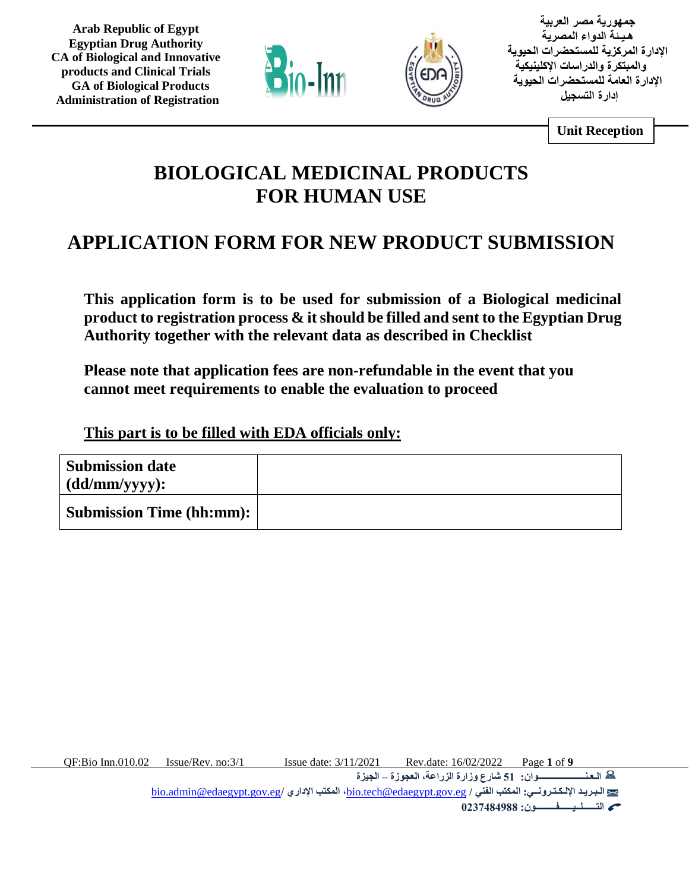Arab Republic of Egypt
Egyptian Drug Authority
CA of Biological and Innovative products and Clinical Trials
GA of Biological Products
Administration of Registration

جمهورية مصر العربية
هيئة الدواء المصرية
الإدارة المركزية للمستحضرات الحيوية والمبتكرة والدراسات الإكلينيكية
الإدارة العامة للمستحضرات الحيوية
إدارة التسجيل

**Unit Reception**

# BIOLOGICAL MEDICINAL PRODUCTS FOR HUMAN USE

# APPLICATION FORM FOR NEW PRODUCT SUBMISSION

**This application form is to be used for submission of a Biological medicinal product to registration process & it should be filled and sent to the Egyptian Drug Authority together with the relevant data as described in Checklist**

**Please note that application fees are non-refundable in the event that you cannot meet requirements to enable the evaluation to proceed**

**<u>This part is to be filled with EDA officials only:</u>**

| **Submission date (dd/mm/yyyy):** | |
|---|---|
| **Submission Time (hh:mm):** | |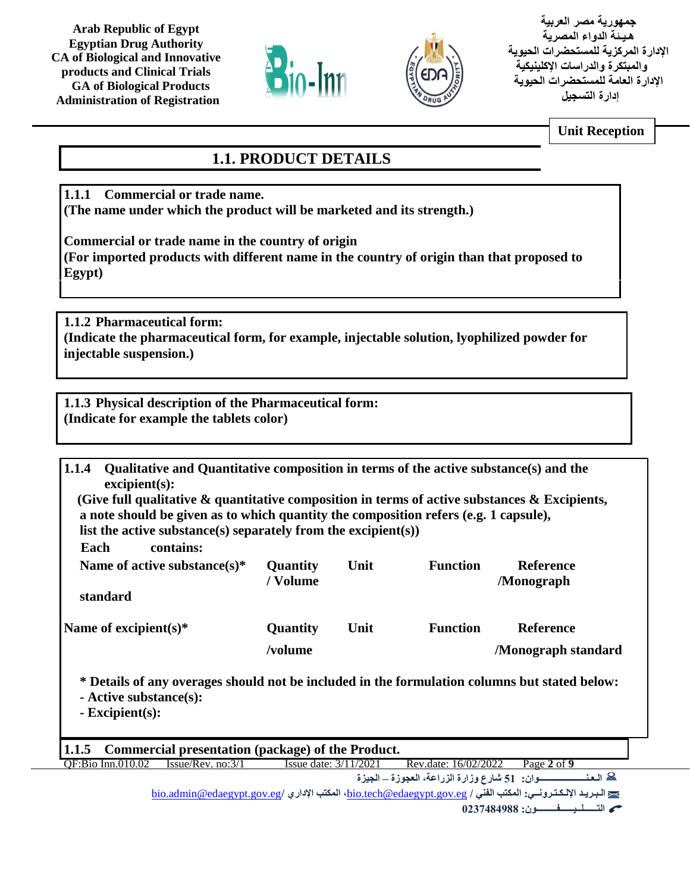Arab Republic of Egypt
Egyptian Drug Authority
CA of Biological and Innovative products and Clinical Trials
GA of Biological Products
Administration of Registration

جمهورية مصر العربية
هيئة الدواء المصرية
الإدارة المركزية للمستحضرات الحيوية والمبتكرة والدراسات الإكلينيكية
الإدارة العامة للمستحضرات الحيوية
إدارة التسجيل

**Unit Reception**

# 1.1. PRODUCT DETAILS

**1.1.1 Commercial or trade name.**
**(The name under which the product will be marketed and its strength.)**

**Commercial or trade name in the country of origin**
**(For imported products with different name in the country of origin than that proposed to Egypt)**

**1.1.2 Pharmaceutical form:**
**(Indicate the pharmaceutical form, for example, injectable solution, lyophilized powder for injectable suspension.)**

**1.1.3 Physical description of the Pharmaceutical form:**
**(Indicate for example the tablets color)**

**1.1.4 Qualitative and Quantitative composition in terms of the active substance(s) and the excipient(s):**
**(Give full qualitative & quantitative composition in terms of active substances & Excipients, a note should be given as to which quantity the composition refers (e.g. 1 capsule), list the active substance(s) separately from the excipient(s))**

**Each contains:**

| Name of active substance(s)* | Quantity / Volume | Unit | Function | Reference /Monograph standard |
| --- | --- | --- | --- | --- |
| | | | | |

| Name of excipient(s)* | Quantity /volume | Unit | Function | Reference /Monograph standard |
| --- | --- | --- | --- | --- |
| | | | | |

**\* Details of any overages should not be included in the formulation columns but stated below:**
- **Active substance(s):**
- **Excipient(s):**

**1.1.5 Commercial presentation (package) of the Product.**

QF:Bio Inn.010.02 Issue/Rev. no:3/1 Issue date: 3/11/2021 Rev.date: 16/02/2022

العنوان: 51 شارع وزارة الزراعة، العجوزة – الجيزة
البريد الإلكتروني: المكتب الفني / bio.tech@edaegypt.gov.eg، المكتب الإداري / bio.admin@edaegypt.gov.eg
التليفون: 0237484988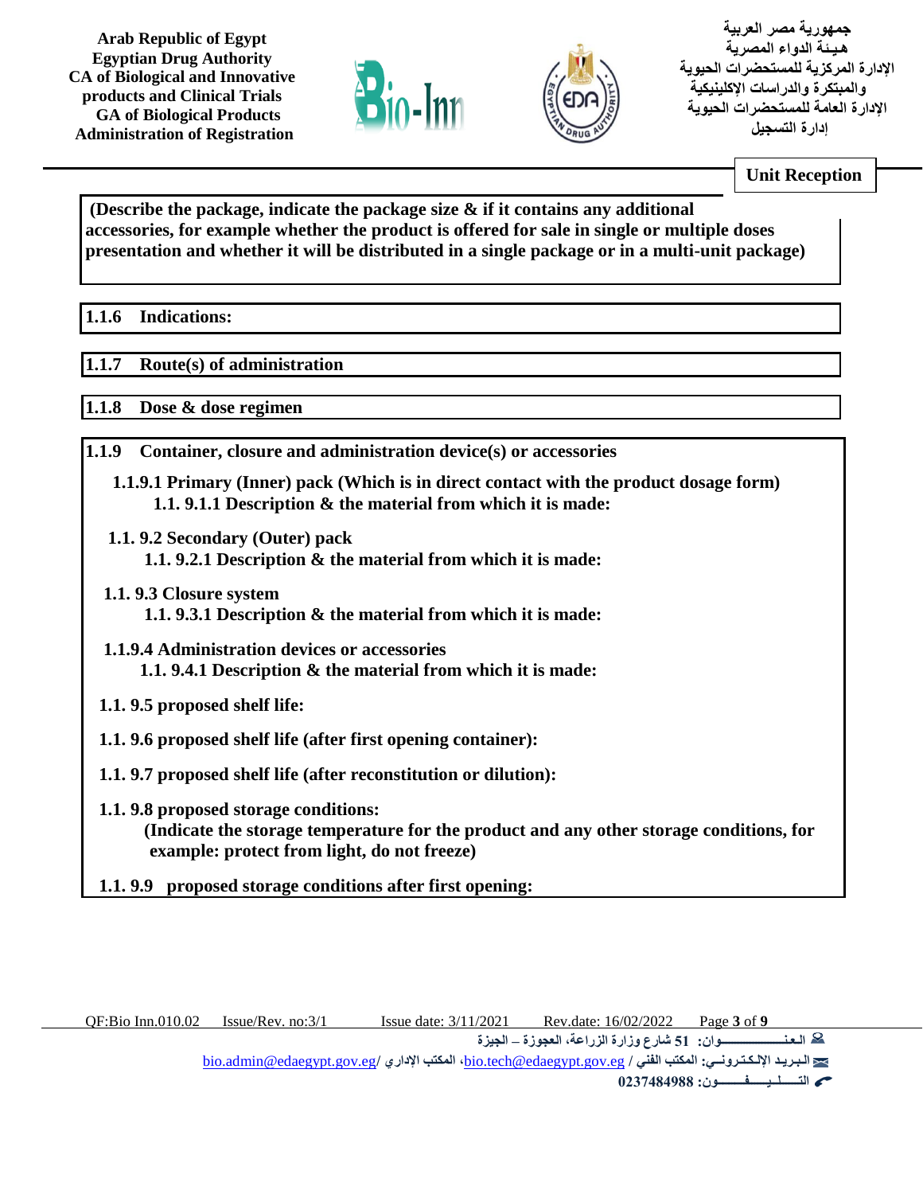**Unit Reception**

**(Describe the package, indicate the package size & if it contains any additional accessories, for example whether the product is offered for sale in single or multiple doses presentation and whether it will be distributed in a single package or in a multi-unit package)**

**1.1.6 Indications:**

**1.1.7 Route(s) of administration**

**1.1.8 Dose & dose regimen**

**1.1.9 Container, closure and administration device(s) or accessories**

**1.1.9.1 Primary (Inner) pack (Which is in direct contact with the product dosage form)**

**1.1. 9.1.1 Description & the material from which it is made:**

**1.1. 9.2 Secondary (Outer) pack**

**1.1. 9.2.1 Description & the material from which it is made:**

**1.1. 9.3 Closure system**

**1.1. 9.3.1 Description & the material from which it is made:**

**1.1.9.4 Administration devices or accessories**

**1.1. 9.4.1 Description & the material from which it is made:**

**1.1. 9.5 proposed shelf life:**

**1.1. 9.6 proposed shelf life (after first opening container):**

**1.1. 9.7 proposed shelf life (after reconstitution or dilution):**

**1.1. 9.8 proposed storage conditions:**

**(Indicate the storage temperature for the product and any other storage conditions, for example: protect from light, do not freeze)**

**1.1. 9.9 proposed storage conditions after first opening:**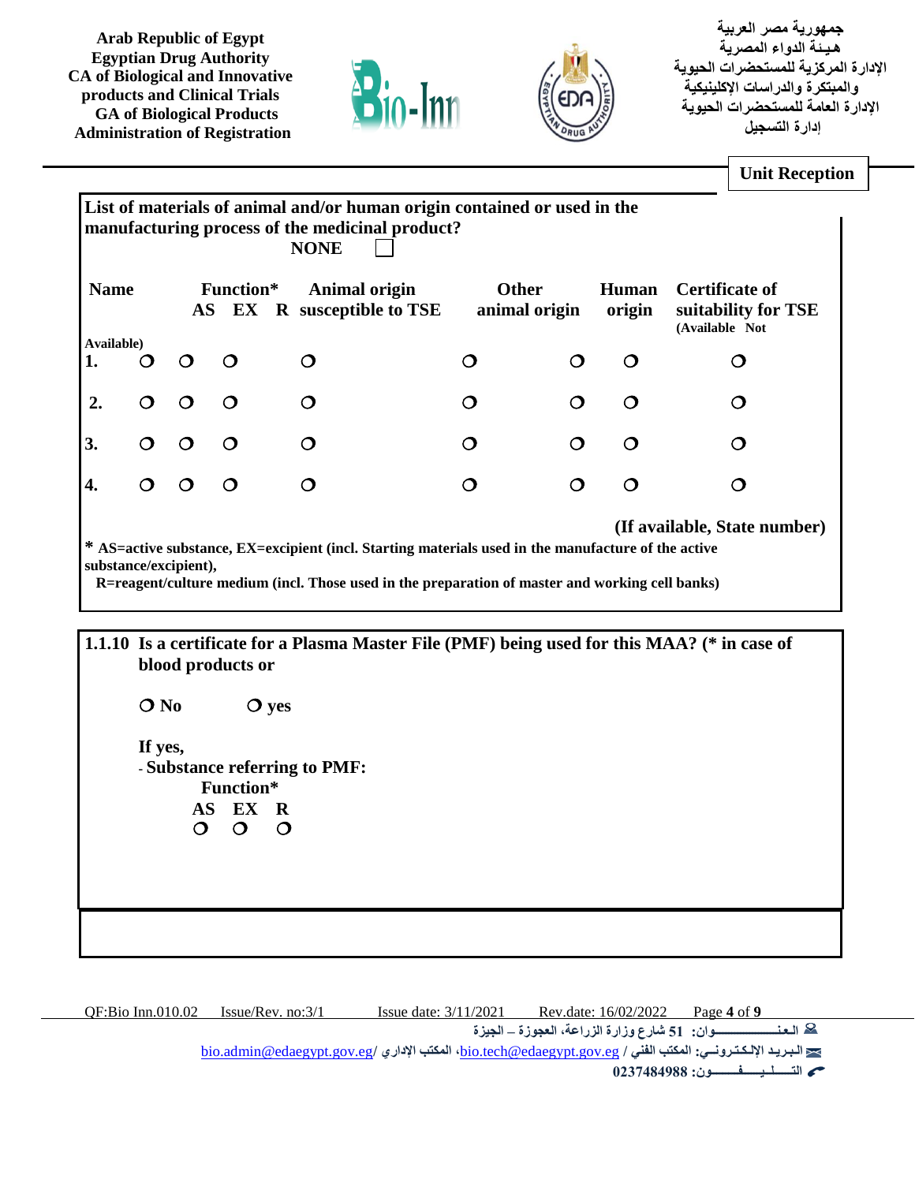Arab Republic of Egypt
Egyptian Drug Authority
CA of Biological and Innovative products and Clinical Trials
GA of Biological Products
Administration of Registration

جمهورية مصر العربية
هيئة الدواء المصرية
الإدارة المركزية للمستحضرات الحيوية والمبتكرة والدراسات الإكلينيكية
الإدارة العامة للمستحضرات الحيوية
إدارة التسجيل

**Unit Reception**

**List of materials of animal and/or human origin contained or used in the manufacturing process of the medicinal product?**

**NONE** ☐

| Name | Function* AS | EX | R | Animal origin susceptible to TSE | Other animal origin | | Human origin | Certificate of suitability for TSE (Available Not Available) |
|---|---|---|---|---|---|---|---|---|
| 1. | ❍ | ❍ | ❍ | ❍ | ❍ | ❍ | ❍ | ❍ |
| 2. | ❍ | ❍ | ❍ | ❍ | ❍ | ❍ | ❍ | ❍ |
| 3. | ❍ | ❍ | ❍ | ❍ | ❍ | ❍ | ❍ | ❍ |
| 4. | ❍ | ❍ | ❍ | ❍ | ❍ | ❍ | ❍ | ❍ |

**(If available, State number)**

**\* AS=active substance, EX=excipient (incl. Starting materials used in the manufacture of the active substance/excipient),**
**R=reagent/culture medium (incl. Those used in the preparation of master and working cell banks)**

**1.1.10 Is a certificate for a Plasma Master File (PMF) being used for this MAA? (\* in case of blood products or**

❍ **No** ❍ **yes**

**If yes,**

- **Substance referring to PMF:**

**Function\***

| AS | EX | R |
|---|---|---|
| ❍ | ❍ | ❍ |

QF:Bio Inn.010.02 Issue/Rev. no:3/1 Issue date: 3/11/2021 Rev.date: 16/02/2022

العنـــوان: 51 شارع وزارة الزراعة، العجوزة – الجيزة
البريد الإلكتروني: المكتب الفني / bio.tech@edaegypt.gov.eg، المكتب الإداري / bio.admin@edaegypt.gov.eg
التليفون: 0237484988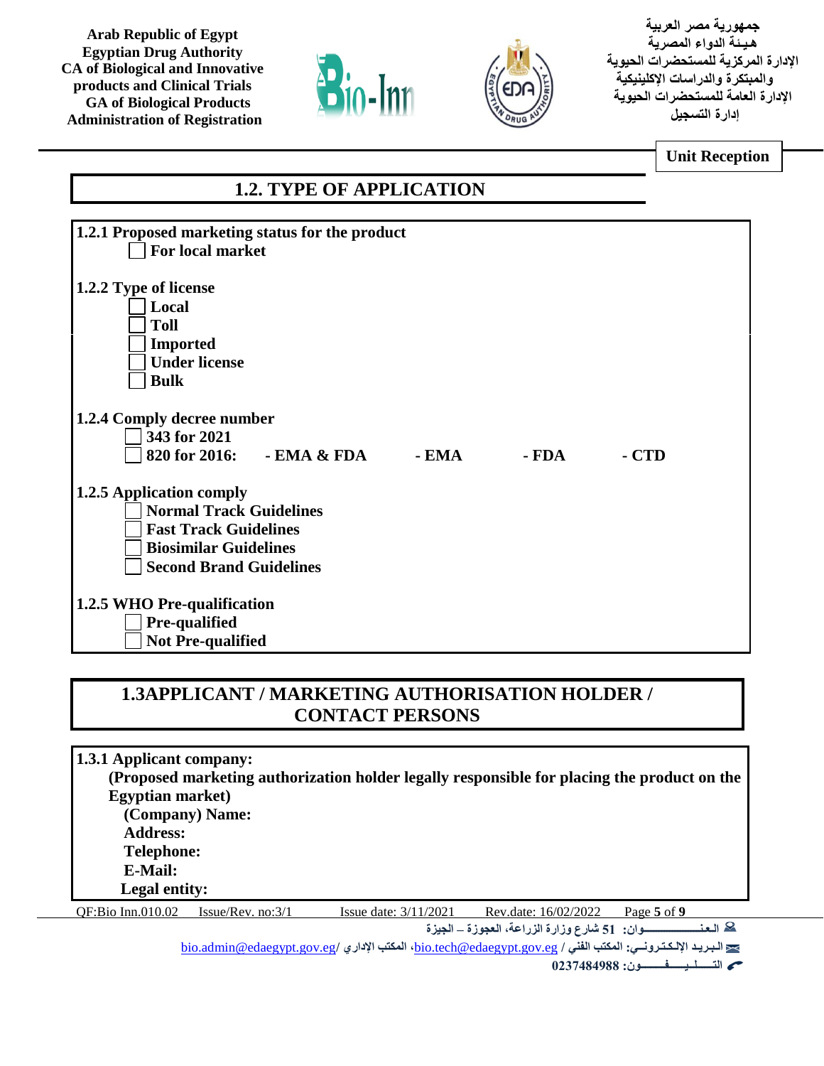Arab Republic of Egypt
Egyptian Drug Authority
CA of Biological and Innovative products and Clinical Trials
GA of Biological Products
Administration of Registration

جمهورية مصر العربية
هيئة الدواء المصرية
الإدارة المركزية للمستحضرات الحيوية والمبتكرة والدراسات الإكلينيكية
الإدارة العامة للمستحضرات الحيوية
إدارة التسجيل

**Unit Reception**

## 1.2. TYPE OF APPLICATION

**1.2.1 Proposed marketing status for the product**

- ☐ **For local market**

**1.2.2 Type of license**

- ☐ **Local**
- ☐ **Toll**
- ☐ **Imported**
- ☐ **Under license**
- ☐ **Bulk**

**1.2.4 Comply decree number**

- ☐ **343 for 2021**
- ☐ **820 for 2016:** **- EMA & FDA** **- EMA** **- FDA** **- CTD**

**1.2.5 Application comply**

- ☐ **Normal Track Guidelines**
- ☐ **Fast Track Guidelines**
- ☐ **Biosimilar Guidelines**
- ☐ **Second Brand Guidelines**

**1.2.5 WHO Pre-qualification**

- ☐ **Pre-qualified**
- ☐ **Not Pre-qualified**

## 1.3APPLICANT / MARKETING AUTHORISATION HOLDER / CONTACT PERSONS

**1.3.1 Applicant company:**

**(Proposed marketing authorization holder legally responsible for placing the product on the Egyptian market)**

**(Company) Name:**

**Address:**

**Telephone:**

**E-Mail:**

**Legal entity:**

QF:Bio Inn.010.02 Issue/Rev. no:3/1 Issue date: 3/11/2021 Rev.date: 16/02/2022

العنوان: 51 شارع وزارة الزراعة، العجوزة – الجيزة

البريد الإلكتروني: المكتب الفني / bio.tech@edaegypt.gov.eg، المكتب الإداري/ bio.admin@edaegypt.gov.eg

التليفون: 0237484988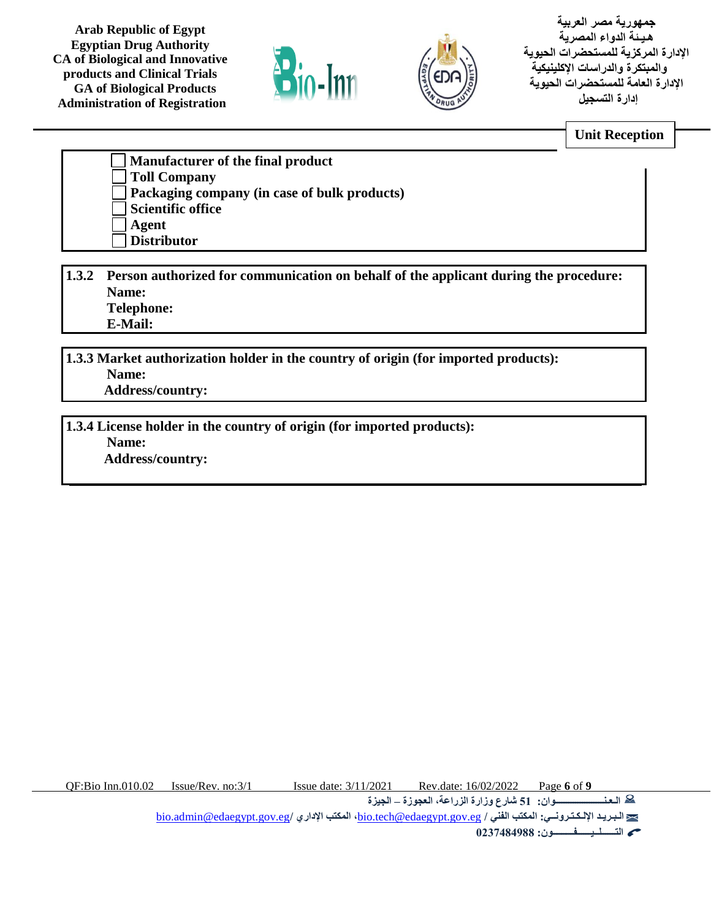**Unit Reception**

- ☐ **Manufacturer of the final product**
- ☐ **Toll Company**
- ☐ **Packaging company (in case of bulk products)**
- ☐ **Scientific office**
- ☐ **Agent**
- ☐ **Distributor**

**1.3.2 Person authorized for communication on behalf of the applicant during the procedure:**

**Name:**

**Telephone:**

**E-Mail:**

**1.3.3 Market authorization holder in the country of origin (for imported products):**

**Name:**

**Address/country:**

**1.3.4 License holder in the country of origin (for imported products):**

**Name:**

**Address/country:**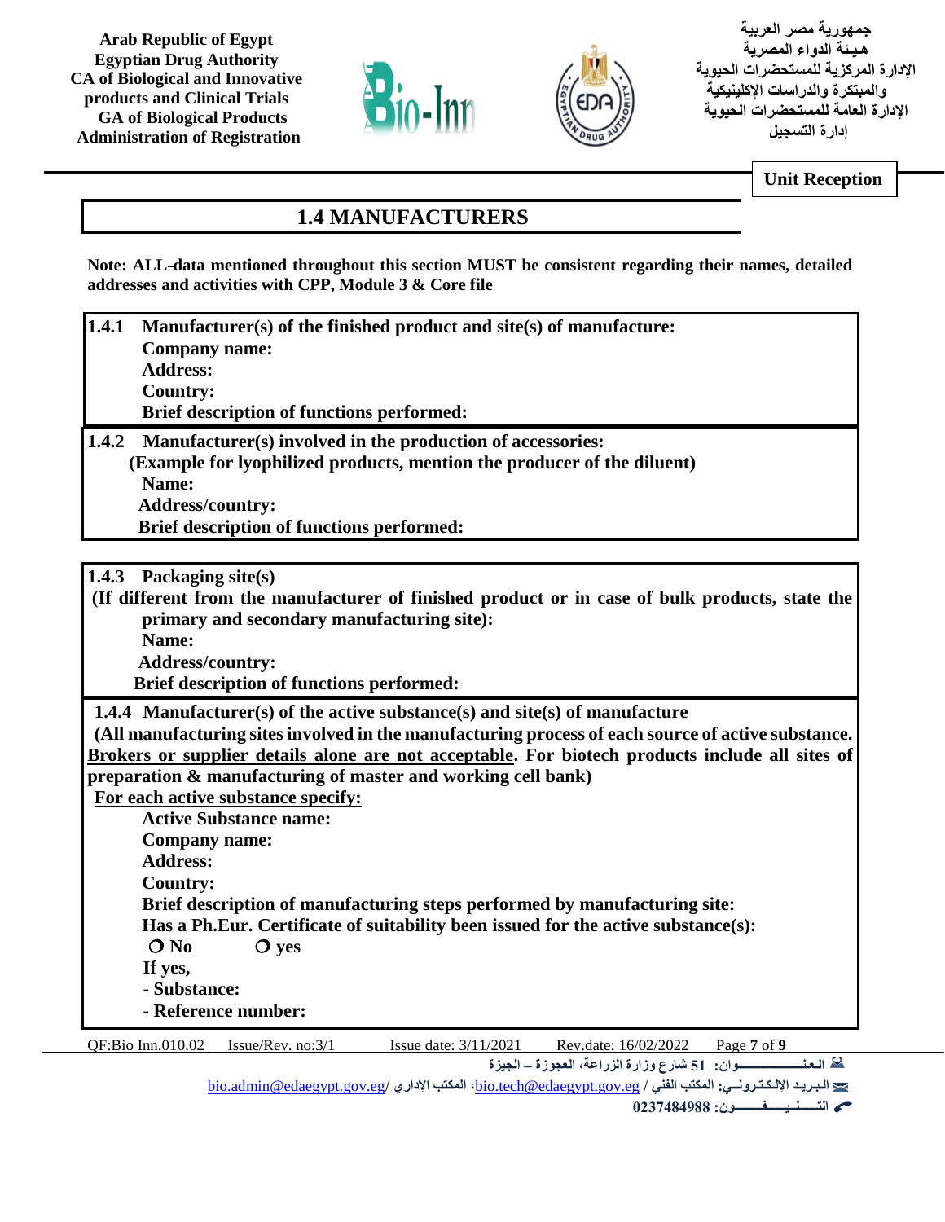Arab Republic of Egypt
Egyptian Drug Authority
CA of Biological and Innovative products and Clinical Trials
GA of Biological Products
Administration of Registration

جمهورية مصر العربية
هيئة الدواء المصرية
الإدارة المركزية للمستحضرات الحيوية والمبتكرة والدراسات الإكلينيكية
الإدارة العامة للمستحضرات الحيوية
إدارة التسجيل

**Unit Reception**

# 1.4 MANUFACTURERS

**Note: ALL data mentioned throughout this section MUST be consistent regarding their names, detailed addresses and activities with CPP, Module 3 & Core file**

**1.4.1 Manufacturer(s) of the finished product and site(s) of manufacture:**

**Company name:**

**Address:**

**Country:**

**Brief description of functions performed:**

**1.4.2 Manufacturer(s) involved in the production of accessories:**

**(Example for lyophilized products, mention the producer of the diluent)**

**Name:**

**Address/country:**

**Brief description of functions performed:**

**1.4.3 Packaging site(s)**

**(If different from the manufacturer of finished product or in case of bulk products, state the primary and secondary manufacturing site):**

**Name:**

**Address/country:**

**Brief description of functions performed:**

**1.4.4 Manufacturer(s) of the active substance(s) and site(s) of manufacture**

**(All manufacturing sites involved in the manufacturing process of each source of active substance. <u>Brokers or supplier details alone are not acceptable</u>. For biotech products include all sites of preparation & manufacturing of master and working cell bank)**

**<u>For each active substance specify:</u>**

**Active Substance name:**

**Company name:**

**Address:**

**Country:**

**Brief description of manufacturing steps performed by manufacturing site:**

**Has a Ph.Eur. Certificate of suitability been issued for the active substance(s):**

**❍ No ❍ yes**

**If yes,**

**- Substance:**

**- Reference number:**

QF:Bio Inn.010.02 Issue/Rev. no:3/1 Issue date: 3/11/2021 Rev.date: 16/02/2022

العنوان: 51 شارع وزارة الزراعة، العجوزة – الجيزة

البريد الإلكتروني: المكتب الفني / bio.tech@edaegypt.gov.eg، المكتب الإداري / bio.admin@edaegypt.gov.eg

التليفون: 0237484988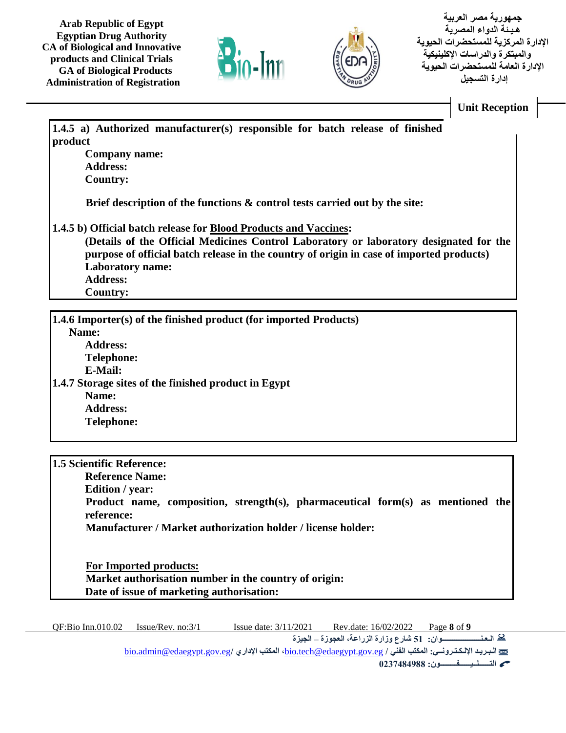**Unit Reception**

**1.4.5 a) Authorized manufacturer(s) responsible for batch release of finished product**

**Company name:**
**Address:**
**Country:**

**Brief description of the functions & control tests carried out by the site:**

**1.4.5 b) Official batch release for Blood Products and Vaccines:**

**(Details of the Official Medicines Control Laboratory or laboratory designated for the purpose of official batch release in the country of origin in case of imported products)**
**Laboratory name:**
**Address:**
**Country:**

**1.4.6 Importer(s) of the finished product (for imported Products)**

**Name:**
**Address:**
**Telephone:**
**E-Mail:**

**1.4.7 Storage sites of the finished product in Egypt**

**Name:**
**Address:**
**Telephone:**

**1.5 Scientific Reference:**

**Reference Name:**
**Edition / year:**
**Product name, composition, strength(s), pharmaceutical form(s) as mentioned the reference:**
**Manufacturer / Market authorization holder / license holder:**

**For Imported products:**
**Market authorisation number in the country of origin:**
**Date of issue of marketing authorisation:**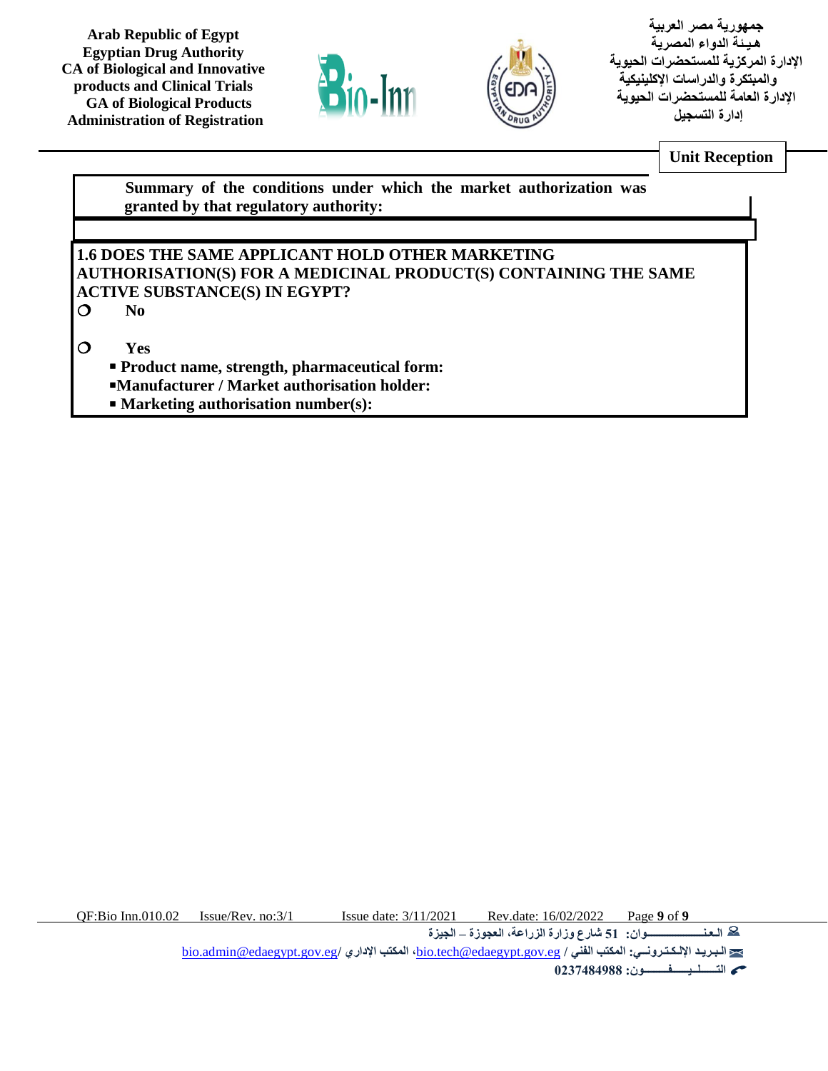**Unit Reception**

**Summary of the conditions under which the market authorization was granted by that regulatory authority:**

**1.6 DOES THE SAME APPLICANT HOLD OTHER MARKETING AUTHORISATION(S) FOR A MEDICINAL PRODUCT(S) CONTAINING THE SAME ACTIVE SUBSTANCE(S) IN EGYPT?**

❍ **No**

❍ **Yes**

- **Product name, strength, pharmaceutical form:**
- **Manufacturer / Market authorisation holder:**
- **Marketing authorisation number(s):**